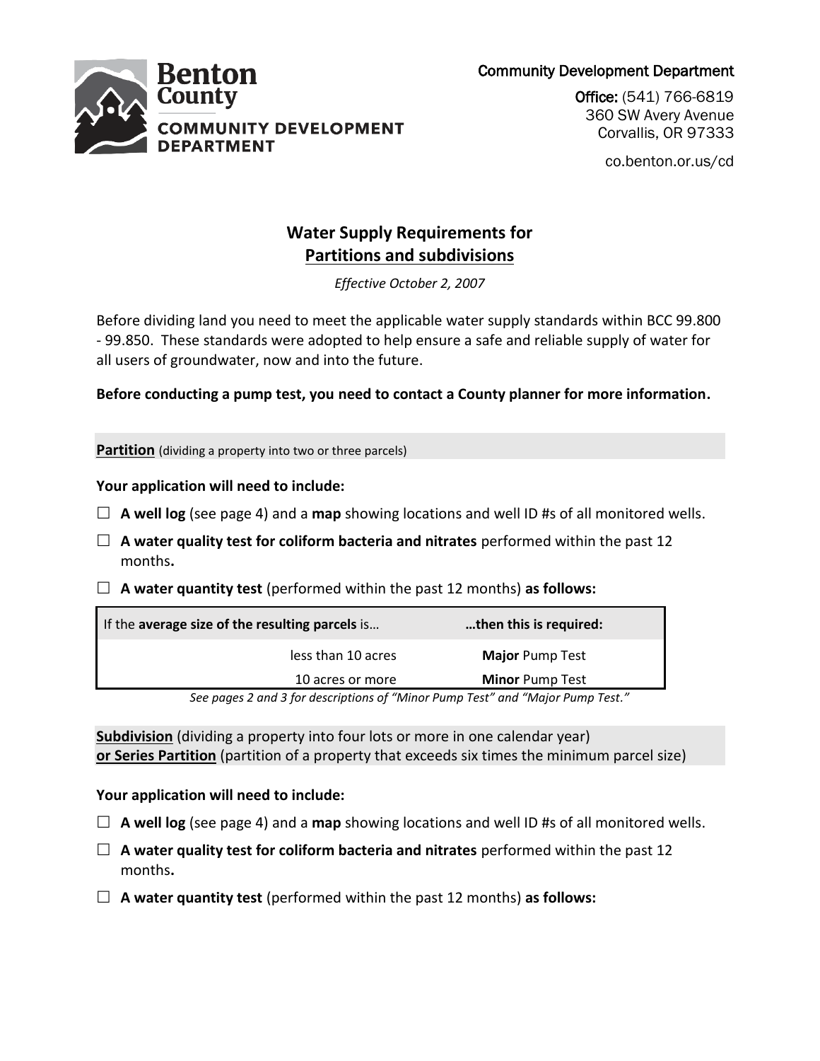Benton County
COMMUNITY DEVELOPMENT DEPARTMENT

Community Development Department

Office: (541) 766-6819
360 SW Avery Avenue
Corvallis, OR 97333

co.benton.or.us/cd

# Water Supply Requirements for Partitions and subdivisions

*Effective October 2, 2007*

Before dividing land you need to meet the applicable water supply standards within BCC 99.800 - 99.850. These standards were adopted to help ensure a safe and reliable supply of water for all users of groundwater, now and into the future.

**Before conducting a pump test, you need to contact a County planner for more information.**

## **Partition** (dividing a property into two or three parcels)

**Your application will need to include:**

- ☐ **A well log** (see page 4) and a **map** showing locations and well ID #s of all monitored wells.
- ☐ **A water quality test for coliform bacteria and nitrates** performed within the past 12 months**.**
- ☐ **A water quantity test** (performed within the past 12 months) **as follows:**

| If the **average size of the resulting parcels** is… | **…then this is required:** |
| --- | --- |
| less than 10 acres | **Major** Pump Test |
| 10 acres or more | **Minor** Pump Test |

*See pages 2 and 3 for descriptions of "Minor Pump Test" and "Major Pump Test."*

## **Subdivision** (dividing a property into four lots or more in one calendar year) **or Series Partition** (partition of a property that exceeds six times the minimum parcel size)

**Your application will need to include:**

- ☐ **A well log** (see page 4) and a **map** showing locations and well ID #s of all monitored wells.
- ☐ **A water quality test for coliform bacteria and nitrates** performed within the past 12 months**.**
- ☐ **A water quantity test** (performed within the past 12 months) **as follows:**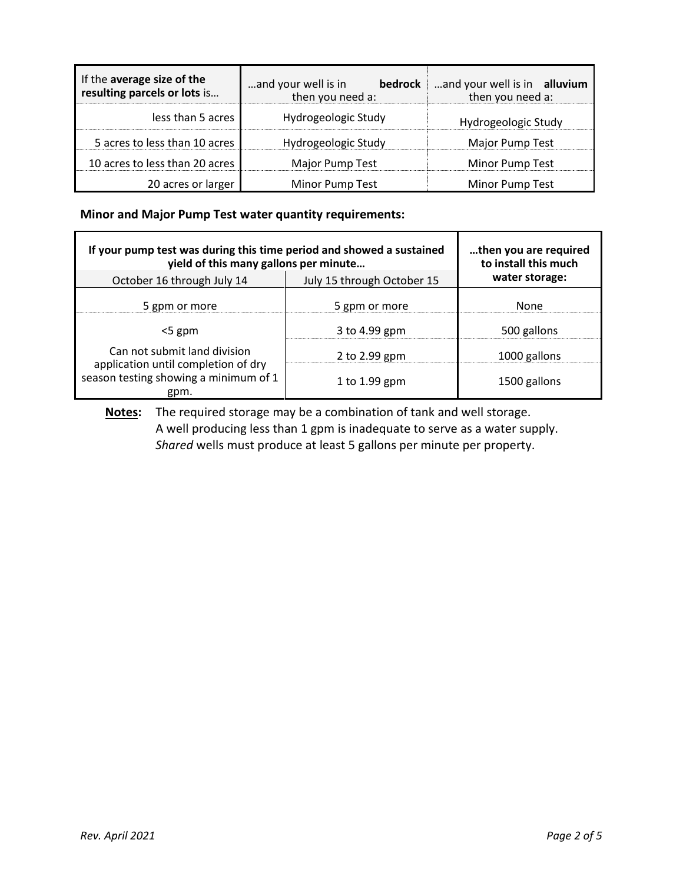| If the **average size of the resulting parcels or lots** is… | …and your well is in **bedrock** then you need a: | …and your well is in **alluvium** then you need a: |
|---|---|---|
| less than 5 acres | Hydrogeologic Study | Hydrogeologic Study |
| 5 acres to less than 10 acres | Hydrogeologic Study | Major Pump Test |
| 10 acres to less than 20 acres | Major Pump Test | Minor Pump Test |
| 20 acres or larger | Minor Pump Test | Minor Pump Test |

**Minor and Major Pump Test water quantity requirements:**

| **If your pump test was during this time period and showed a sustained yield of this many gallons per minute…** | | **…then you are required to install this much water storage:** |
|---|---|---|
| October 16 through July 14 | July 15 through October 15 | |
| 5 gpm or more | 5 gpm or more | None |
| <5 gpm | 3 to 4.99 gpm | 500 gallons |
| Can not submit land division application until completion of dry season testing showing a minimum of 1 gpm. | 2 to 2.99 gpm | 1000 gallons |
| | 1 to 1.99 gpm | 1500 gallons |

**Notes:** The required storage may be a combination of tank and well storage.
A well producing less than 1 gpm is inadequate to serve as a water supply.
*Shared* wells must produce at least 5 gallons per minute per property.

*Rev. April 2021*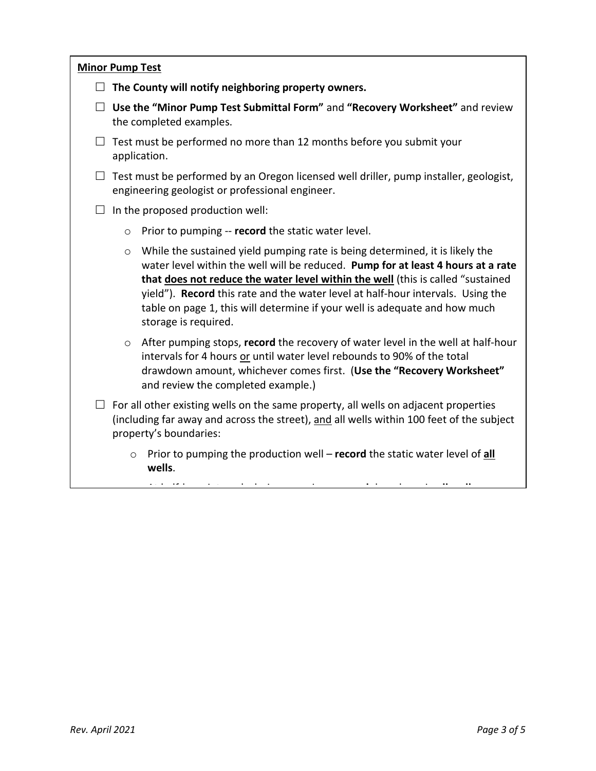**<u>Minor Pump Test</u>**

- ☐ **The County will notify neighboring property owners.**
- ☐ **Use the "Minor Pump Test Submittal Form"** and **"Recovery Worksheet"** and review the completed examples.
- ☐ Test must be performed no more than 12 months before you submit your application.
- ☐ Test must be performed by an Oregon licensed well driller, pump installer, geologist, engineering geologist or professional engineer.
- ☐ In the proposed production well:
  - Prior to pumping -- **record** the static water level.
  - While the sustained yield pumping rate is being determined, it is likely the water level within the well will be reduced. **Pump for at least 4 hours at a rate that <u>does not reduce the water level within the well</u>** (this is called "sustained yield"). **Record** this rate and the water level at half-hour intervals. Using the table on page 1, this will determine if your well is adequate and how much storage is required.
  - After pumping stops, **record** the recovery of water level in the well at half-hour intervals for 4 hours <u>or</u> until water level rebounds to 90% of the total drawdown amount, whichever comes first. (**Use the "Recovery Worksheet"** and review the completed example.)
- ☐ For all other existing wells on the same property, all wells on adjacent properties (including far away and across the street), <u>and</u> all wells within 100 feet of the subject property's boundaries:
  - Prior to pumping the production well – **record** the static water level of **<u>all</u> wells**.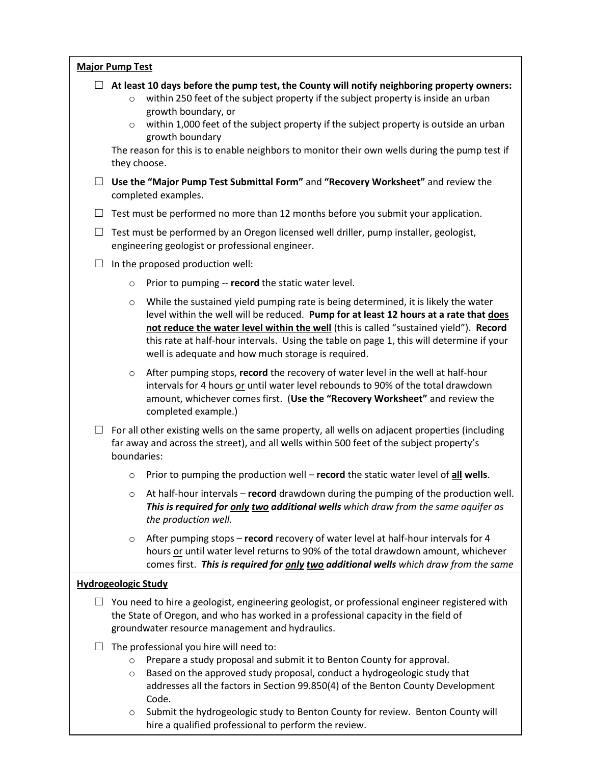**Major Pump Test**

- ☐ **At least 10 days before the pump test, the County will notify neighboring property owners:**
  - within 250 feet of the subject property if the subject property is inside an urban growth boundary, or
  - within 1,000 feet of the subject property if the subject property is outside an urban growth boundary

  The reason for this is to enable neighbors to monitor their own wells during the pump test if they choose.

- ☐ **Use the "Major Pump Test Submittal Form"** and **"Recovery Worksheet"** and review the completed examples.

- ☐ Test must be performed no more than 12 months before you submit your application.

- ☐ Test must be performed by an Oregon licensed well driller, pump installer, geologist, engineering geologist or professional engineer.

- ☐ In the proposed production well:
  - Prior to pumping -- **record** the static water level.
  - While the sustained yield pumping rate is being determined, it is likely the water level within the well will be reduced. **Pump for at least 12 hours at a rate that <u>does not reduce the water level within the well</u>** (this is called "sustained yield"). **Record** this rate at half-hour intervals. Using the table on page 1, this will determine if your well is adequate and how much storage is required.
  - After pumping stops, **record** the recovery of water level in the well at half-hour intervals for 4 hours <u>or</u> until water level rebounds to 90% of the total drawdown amount, whichever comes first. (**Use the "Recovery Worksheet"** and review the completed example.)

- ☐ For all other existing wells on the same property, all wells on adjacent properties (including far away and across the street), <u>and</u> all wells within 500 feet of the subject property's boundaries:
  - Prior to pumping the production well – **record** the static water level of **<u>all</u> wells**.
  - At half-hour intervals – **record** drawdown during the pumping of the production well. ***This is required for <u>only</u> <u>two</u> additional wells*** *which draw from the same aquifer as the production well.*
  - After pumping stops – **record** recovery of water level at half-hour intervals for 4 hours <u>or</u> until water level returns to 90% of the total drawdown amount, whichever comes first. ***This is required for <u>only</u> <u>two</u> additional wells*** *which draw from the same*

**Hydrogeologic Study**

- ☐ You need to hire a geologist, engineering geologist, or professional engineer registered with the State of Oregon, and who has worked in a professional capacity in the field of groundwater resource management and hydraulics.

- ☐ The professional you hire will need to:
  - Prepare a study proposal and submit it to Benton County for approval.
  - Based on the approved study proposal, conduct a hydrogeologic study that addresses all the factors in Section 99.850(4) of the Benton County Development Code.
  - Submit the hydrogeologic study to Benton County for review. Benton County will hire a qualified professional to perform the review.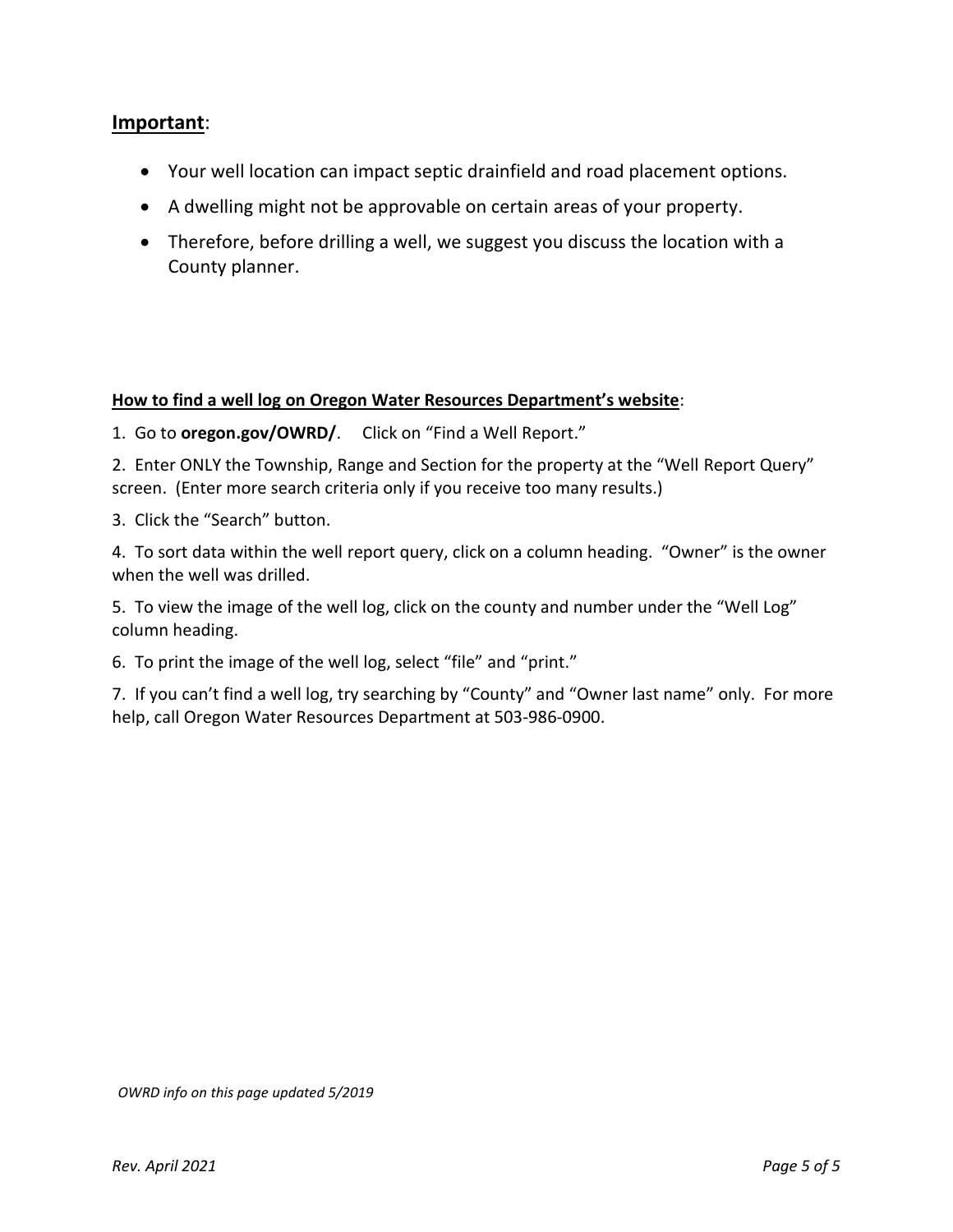## **Important**:

- Your well location can impact septic drainfield and road placement options.
- A dwelling might not be approvable on certain areas of your property.
- Therefore, before drilling a well, we suggest you discuss the location with a County planner.

**How to find a well log on Oregon Water Resources Department's website**:

1. Go to **oregon.gov/OWRD/**. Click on "Find a Well Report."

2. Enter ONLY the Township, Range and Section for the property at the "Well Report Query" screen. (Enter more search criteria only if you receive too many results.)

3. Click the "Search" button.

4. To sort data within the well report query, click on a column heading. "Owner" is the owner when the well was drilled.

5. To view the image of the well log, click on the county and number under the "Well Log" column heading.

6. To print the image of the well log, select "file" and "print."

7. If you can't find a well log, try searching by "County" and "Owner last name" only. For more help, call Oregon Water Resources Department at 503-986-0900.

*OWRD info on this page updated 5/2019*

*Rev. April 2021*